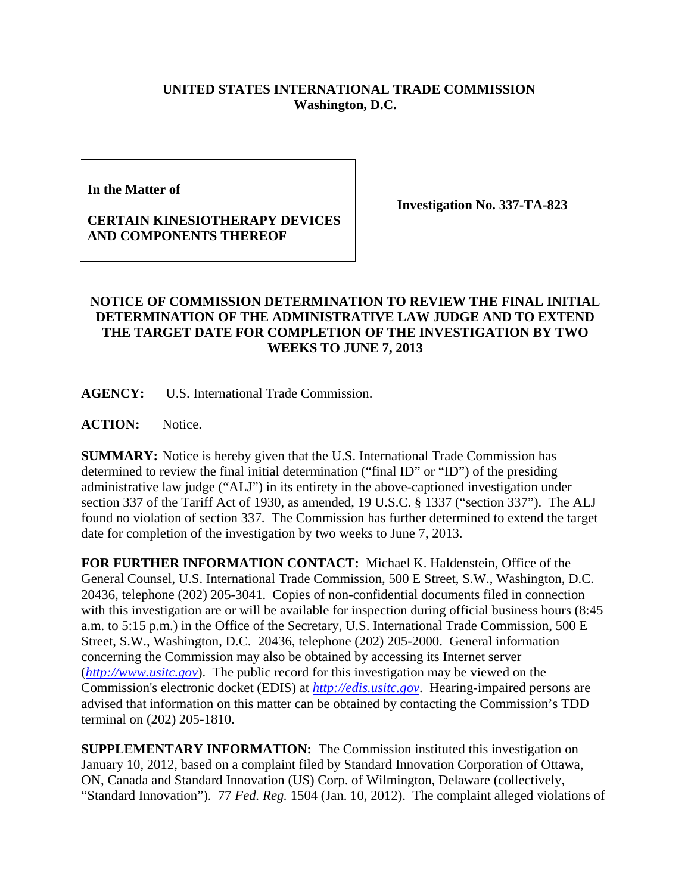**UNITED STATES INTERNATIONAL TRADE COMMISSION**
**Washington, D.C.**

| | |
|---|---|
| **In the Matter of**<br><br>**CERTAIN KINESIOTHERAPY DEVICES AND COMPONENTS THEREOF** | **Investigation No. 337-TA-823** |

**NOTICE OF COMMISSION DETERMINATION TO REVIEW THE FINAL INITIAL DETERMINATION OF THE ADMINISTRATIVE LAW JUDGE AND TO EXTEND THE TARGET DATE FOR COMPLETION OF THE INVESTIGATION BY TWO WEEKS TO JUNE 7, 2013**

**AGENCY:** U.S. International Trade Commission.

**ACTION:** Notice.

**SUMMARY:** Notice is hereby given that the U.S. International Trade Commission has determined to review the final initial determination ("final ID" or "ID") of the presiding administrative law judge ("ALJ") in its entirety in the above-captioned investigation under section 337 of the Tariff Act of 1930, as amended, 19 U.S.C. § 1337 ("section 337"). The ALJ found no violation of section 337. The Commission has further determined to extend the target date for completion of the investigation by two weeks to June 7, 2013.

**FOR FURTHER INFORMATION CONTACT:** Michael K. Haldenstein, Office of the General Counsel, U.S. International Trade Commission, 500 E Street, S.W., Washington, D.C. 20436, telephone (202) 205-3041. Copies of non-confidential documents filed in connection with this investigation are or will be available for inspection during official business hours (8:45 a.m. to 5:15 p.m.) in the Office of the Secretary, U.S. International Trade Commission, 500 E Street, S.W., Washington, D.C. 20436, telephone (202) 205-2000. General information concerning the Commission may also be obtained by accessing its Internet server (*http://www.usitc.gov*). The public record for this investigation may be viewed on the Commission's electronic docket (EDIS) at *http://edis.usitc.gov*. Hearing-impaired persons are advised that information on this matter can be obtained by contacting the Commission's TDD terminal on (202) 205-1810.

**SUPPLEMENTARY INFORMATION:** The Commission instituted this investigation on January 10, 2012, based on a complaint filed by Standard Innovation Corporation of Ottawa, ON, Canada and Standard Innovation (US) Corp. of Wilmington, Delaware (collectively, "Standard Innovation"). 77 *Fed. Reg.* 1504 (Jan. 10, 2012). The complaint alleged violations of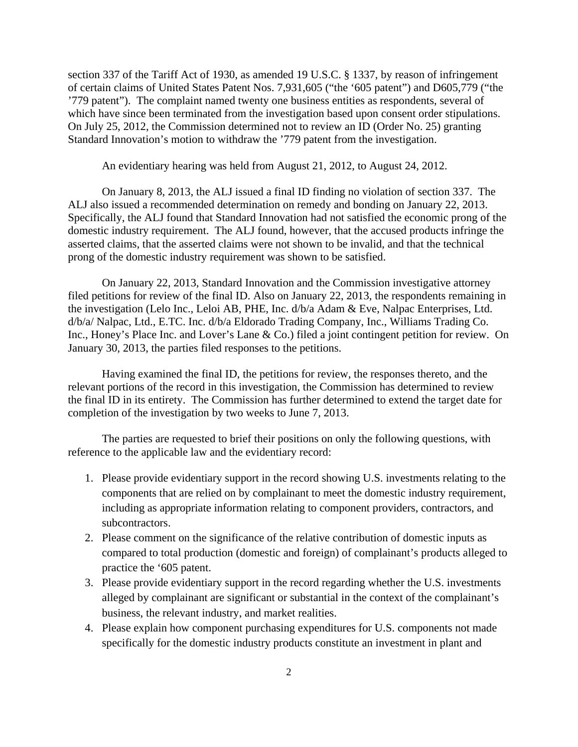section 337 of the Tariff Act of 1930, as amended 19 U.S.C. § 1337, by reason of infringement of certain claims of United States Patent Nos. 7,931,605 ("the '605 patent") and D605,779 ("the '779 patent"). The complaint named twenty one business entities as respondents, several of which have since been terminated from the investigation based upon consent order stipulations. On July 25, 2012, the Commission determined not to review an ID (Order No. 25) granting Standard Innovation's motion to withdraw the '779 patent from the investigation.

An evidentiary hearing was held from August 21, 2012, to August 24, 2012.

On January 8, 2013, the ALJ issued a final ID finding no violation of section 337. The ALJ also issued a recommended determination on remedy and bonding on January 22, 2013. Specifically, the ALJ found that Standard Innovation had not satisfied the economic prong of the domestic industry requirement. The ALJ found, however, that the accused products infringe the asserted claims, that the asserted claims were not shown to be invalid, and that the technical prong of the domestic industry requirement was shown to be satisfied.

On January 22, 2013, Standard Innovation and the Commission investigative attorney filed petitions for review of the final ID. Also on January 22, 2013, the respondents remaining in the investigation (Lelo Inc., Leloi AB, PHE, Inc. d/b/a Adam & Eve, Nalpac Enterprises, Ltd. d/b/a/ Nalpac, Ltd., E.TC. Inc. d/b/a Eldorado Trading Company, Inc., Williams Trading Co. Inc., Honey's Place Inc. and Lover's Lane & Co.) filed a joint contingent petition for review. On January 30, 2013, the parties filed responses to the petitions.

Having examined the final ID, the petitions for review, the responses thereto, and the relevant portions of the record in this investigation, the Commission has determined to review the final ID in its entirety. The Commission has further determined to extend the target date for completion of the investigation by two weeks to June 7, 2013.

The parties are requested to brief their positions on only the following questions, with reference to the applicable law and the evidentiary record:

1. Please provide evidentiary support in the record showing U.S. investments relating to the components that are relied on by complainant to meet the domestic industry requirement, including as appropriate information relating to component providers, contractors, and subcontractors.
2. Please comment on the significance of the relative contribution of domestic inputs as compared to total production (domestic and foreign) of complainant's products alleged to practice the '605 patent.
3. Please provide evidentiary support in the record regarding whether the U.S. investments alleged by complainant are significant or substantial in the context of the complainant's business, the relevant industry, and market realities.
4. Please explain how component purchasing expenditures for U.S. components not made specifically for the domestic industry products constitute an investment in plant and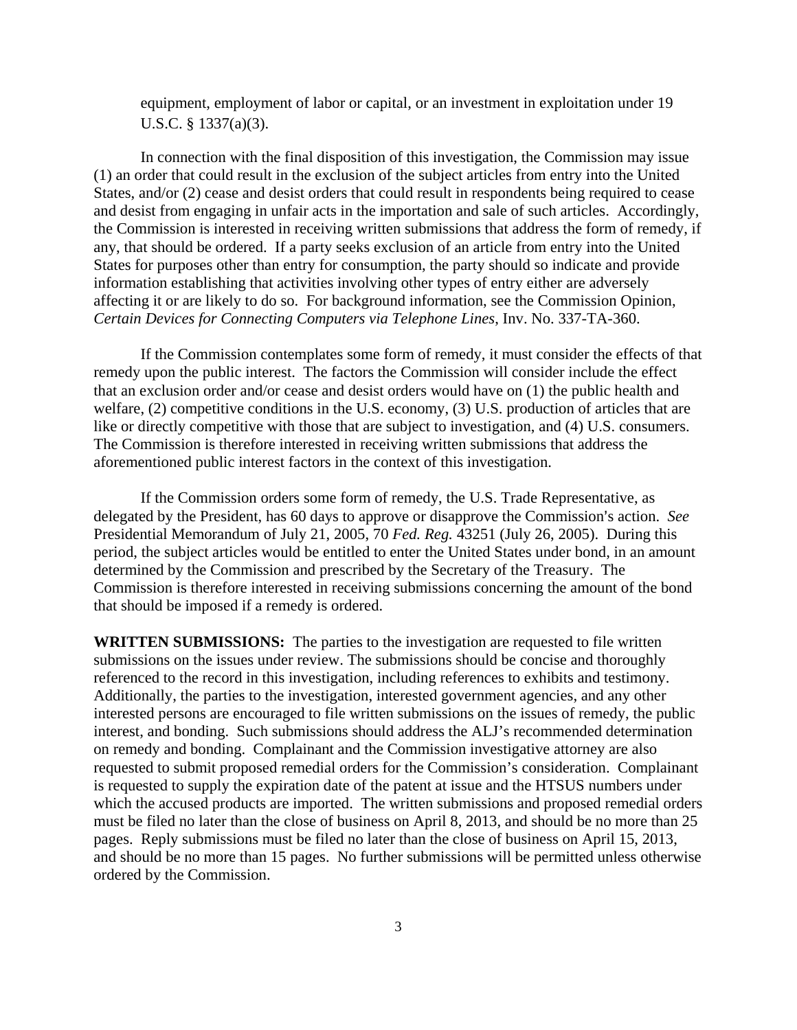equipment, employment of labor or capital, or an investment in exploitation under 19 U.S.C. § 1337(a)(3).

In connection with the final disposition of this investigation, the Commission may issue (1) an order that could result in the exclusion of the subject articles from entry into the United States, and/or (2) cease and desist orders that could result in respondents being required to cease and desist from engaging in unfair acts in the importation and sale of such articles. Accordingly, the Commission is interested in receiving written submissions that address the form of remedy, if any, that should be ordered. If a party seeks exclusion of an article from entry into the United States for purposes other than entry for consumption, the party should so indicate and provide information establishing that activities involving other types of entry either are adversely affecting it or are likely to do so. For background information, see the Commission Opinion, *Certain Devices for Connecting Computers via Telephone Lines*, Inv. No. 337-TA-360.

If the Commission contemplates some form of remedy, it must consider the effects of that remedy upon the public interest. The factors the Commission will consider include the effect that an exclusion order and/or cease and desist orders would have on (1) the public health and welfare, (2) competitive conditions in the U.S. economy, (3) U.S. production of articles that are like or directly competitive with those that are subject to investigation, and (4) U.S. consumers. The Commission is therefore interested in receiving written submissions that address the aforementioned public interest factors in the context of this investigation.

If the Commission orders some form of remedy, the U.S. Trade Representative, as delegated by the President, has 60 days to approve or disapprove the Commission's action. *See* Presidential Memorandum of July 21, 2005, 70 *Fed. Reg.* 43251 (July 26, 2005). During this period, the subject articles would be entitled to enter the United States under bond, in an amount determined by the Commission and prescribed by the Secretary of the Treasury. The Commission is therefore interested in receiving submissions concerning the amount of the bond that should be imposed if a remedy is ordered.

**WRITTEN SUBMISSIONS:** The parties to the investigation are requested to file written submissions on the issues under review. The submissions should be concise and thoroughly referenced to the record in this investigation, including references to exhibits and testimony. Additionally, the parties to the investigation, interested government agencies, and any other interested persons are encouraged to file written submissions on the issues of remedy, the public interest, and bonding. Such submissions should address the ALJ's recommended determination on remedy and bonding. Complainant and the Commission investigative attorney are also requested to submit proposed remedial orders for the Commission's consideration. Complainant is requested to supply the expiration date of the patent at issue and the HTSUS numbers under which the accused products are imported. The written submissions and proposed remedial orders must be filed no later than the close of business on April 8, 2013, and should be no more than 25 pages. Reply submissions must be filed no later than the close of business on April 15, 2013, and should be no more than 15 pages. No further submissions will be permitted unless otherwise ordered by the Commission.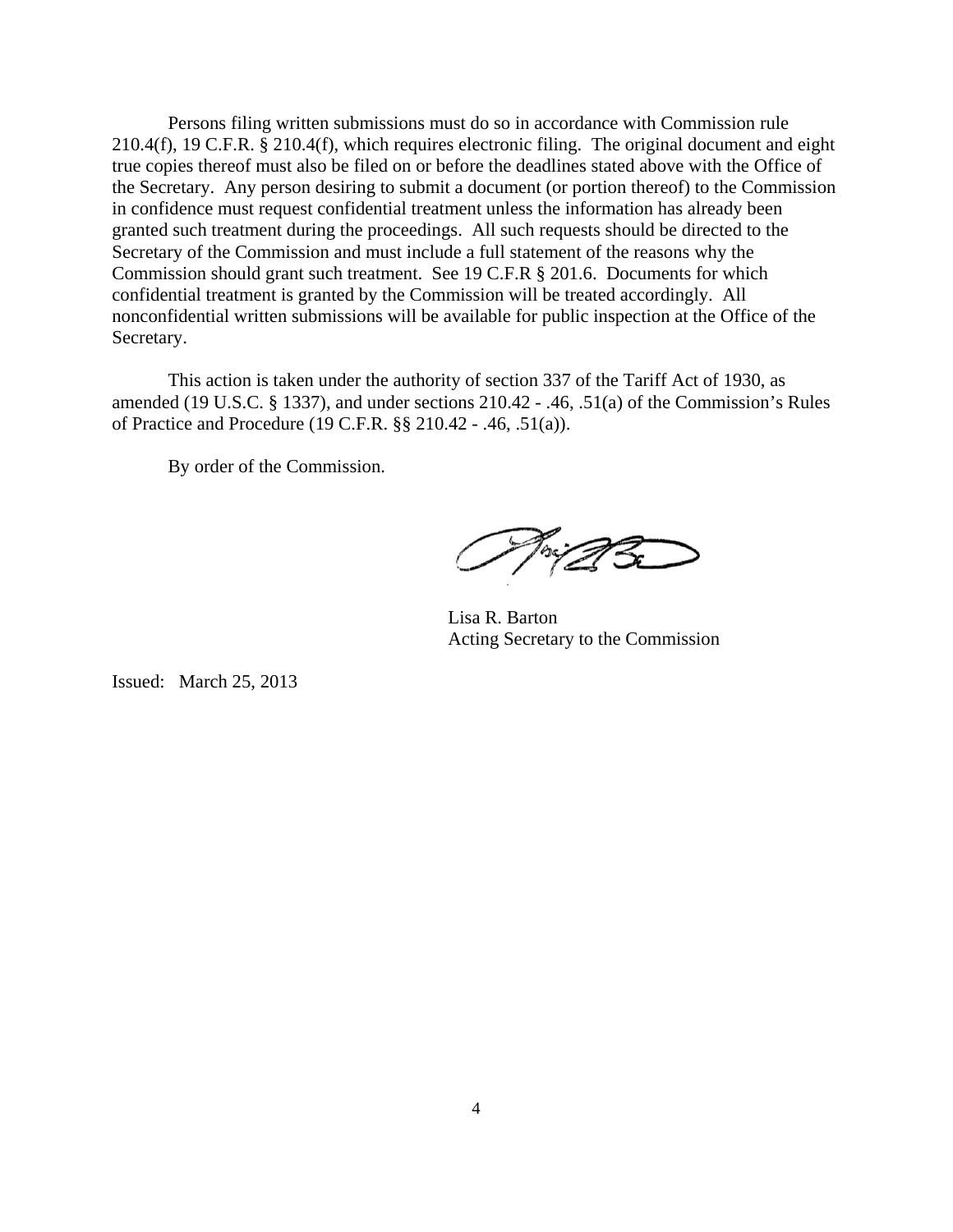Persons filing written submissions must do so in accordance with Commission rule 210.4(f), 19 C.F.R. § 210.4(f), which requires electronic filing. The original document and eight true copies thereof must also be filed on or before the deadlines stated above with the Office of the Secretary. Any person desiring to submit a document (or portion thereof) to the Commission in confidence must request confidential treatment unless the information has already been granted such treatment during the proceedings. All such requests should be directed to the Secretary of the Commission and must include a full statement of the reasons why the Commission should grant such treatment. See 19 C.F.R § 201.6. Documents for which confidential treatment is granted by the Commission will be treated accordingly. All nonconfidential written submissions will be available for public inspection at the Office of the Secretary.

This action is taken under the authority of section 337 of the Tariff Act of 1930, as amended (19 U.S.C. § 1337), and under sections 210.42 - .46, .51(a) of the Commission's Rules of Practice and Procedure (19 C.F.R. §§ 210.42 - .46, .51(a)).

By order of the Commission.

Lisa R. Barton
Acting Secretary to the Commission

Issued: March 25, 2013